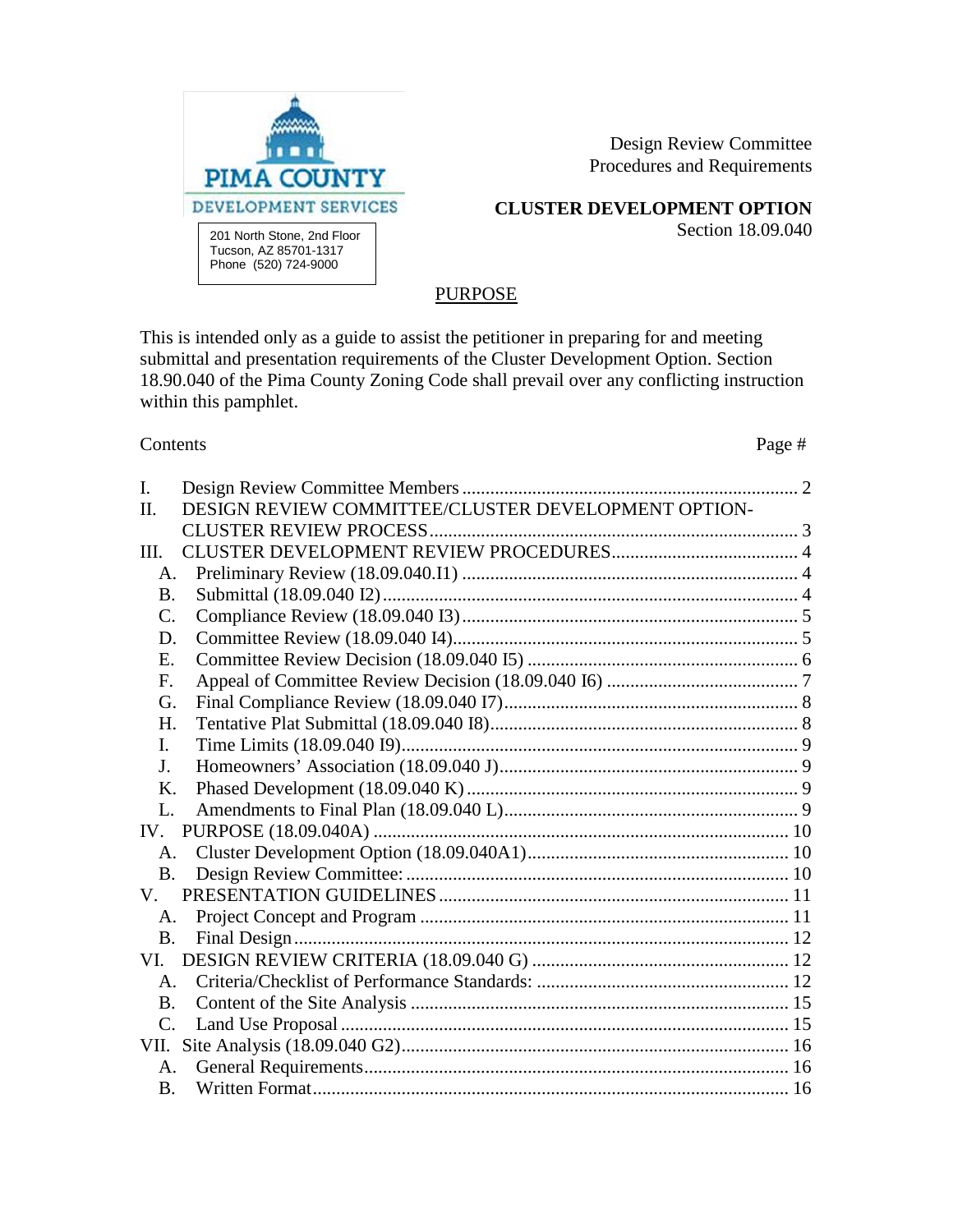PIMA COUNTY
DEVELOPMENT SERVICES

201 North Stone, 2nd Floor
Tucson, AZ 85701-1317
Phone (520) 724-9000

Design Review Committee
Procedures and Requirements

**CLUSTER DEVELOPMENT OPTION**
Section 18.09.040

## PURPOSE

This is intended only as a guide to assist the petitioner in preparing for and meeting submittal and presentation requirements of the Cluster Development Option. Section 18.90.040 of the Pima County Zoning Code shall prevail over any conflicting instruction within this pamphlet.

Contents — Page #

- I. Design Review Committee Members .......... 2
- II. DESIGN REVIEW COMMITTEE/CLUSTER DEVELOPMENT OPTION-CLUSTER REVIEW PROCESS .......... 3
- III. CLUSTER DEVELOPMENT REVIEW PROCEDURES .......... 4
  - A. Preliminary Review (18.09.040.I1) .......... 4
  - B. Submittal (18.09.040 I2) .......... 4
  - C. Compliance Review (18.09.040 I3) .......... 5
  - D. Committee Review (18.09.040 I4) .......... 5
  - E. Committee Review Decision (18.09.040 I5) .......... 6
  - F. Appeal of Committee Review Decision (18.09.040 I6) .......... 7
  - G. Final Compliance Review (18.09.040 I7) .......... 8
  - H. Tentative Plat Submittal (18.09.040 I8) .......... 8
  - I. Time Limits (18.09.040 I9) .......... 9
  - J. Homeowners' Association (18.09.040 J) .......... 9
  - K. Phased Development (18.09.040 K) .......... 9
  - L. Amendments to Final Plan (18.09.040 L) .......... 9
- IV. PURPOSE (18.09.040A) .......... 10
  - A. Cluster Development Option (18.09.040A1) .......... 10
  - B. Design Review Committee: .......... 10
- V. PRESENTATION GUIDELINES .......... 11
  - A. Project Concept and Program .......... 11
  - B. Final Design .......... 12
- VI. DESIGN REVIEW CRITERIA (18.09.040 G) .......... 12
  - A. Criteria/Checklist of Performance Standards: .......... 12
  - B. Content of the Site Analysis .......... 15
  - C. Land Use Proposal .......... 15
- VII. Site Analysis (18.09.040 G2) .......... 16
  - A. General Requirements .......... 16
  - B. Written Format .......... 16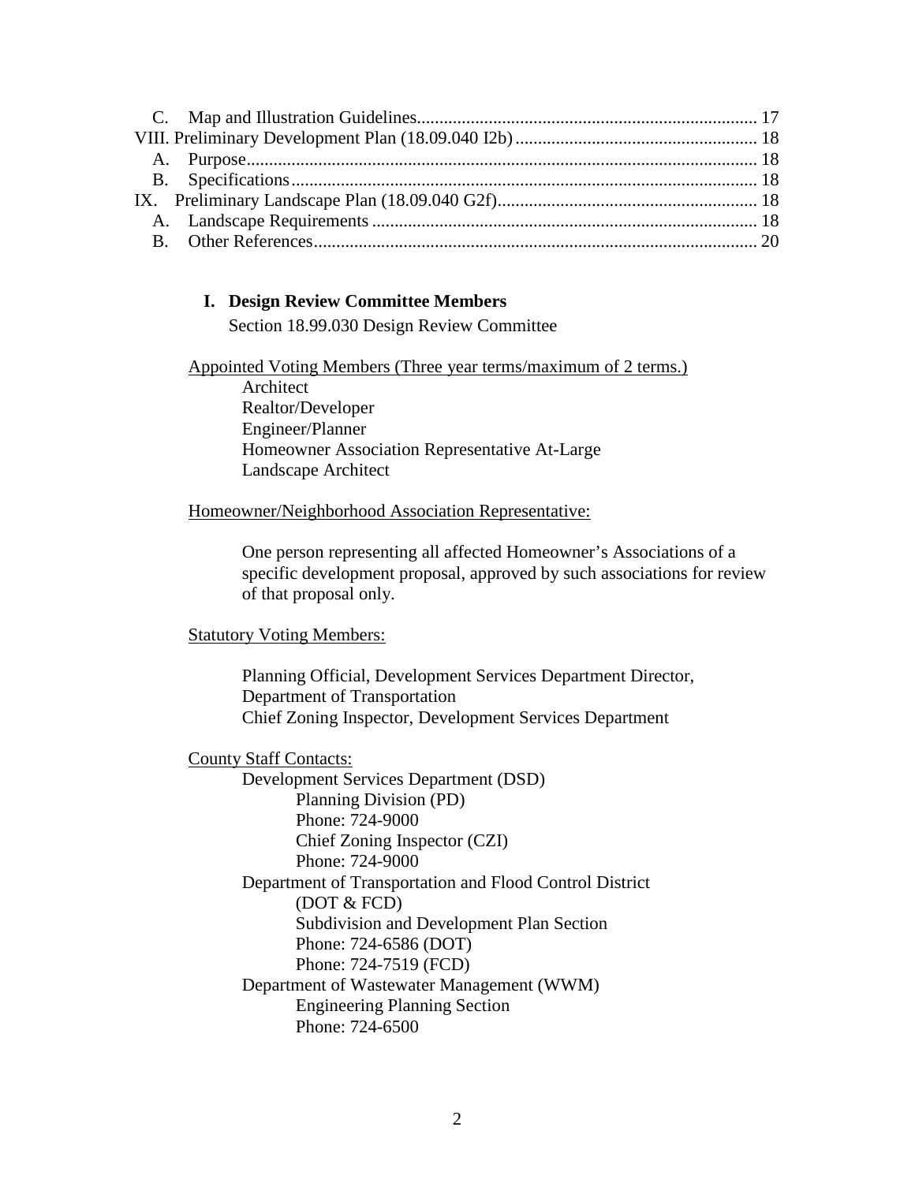C. Map and Illustration Guidelines........................................................................... 17

VIII. Preliminary Development Plan (18.09.040 I2b) ...................................................... 18

A. Purpose................................................................................................................ 18

B. Specifications...................................................................................................... 18

IX. Preliminary Landscape Plan (18.09.040 G2f).......................................................... 18

A. Landscape Requirements .................................................................................... 18

B. Other References................................................................................................. 20

## I. Design Review Committee Members

Section 18.99.030 Design Review Committee

<u>Appointed Voting Members (Three year terms/maximum of 2 terms.)</u>

Architect
Realtor/Developer
Engineer/Planner
Homeowner Association Representative At-Large
Landscape Architect

<u>Homeowner/Neighborhood Association Representative:</u>

One person representing all affected Homeowner's Associations of a specific development proposal, approved by such associations for review of that proposal only.

<u>Statutory Voting Members:</u>

Planning Official, Development Services Department Director, Department of Transportation
Chief Zoning Inspector, Development Services Department

<u>County Staff Contacts:</u>

Development Services Department (DSD)
- Planning Division (PD)
- Phone: 724-9000
- Chief Zoning Inspector (CZI)
- Phone: 724-9000

Department of Transportation and Flood Control District (DOT & FCD)
- Subdivision and Development Plan Section
- Phone: 724-6586 (DOT)
- Phone: 724-7519 (FCD)

Department of Wastewater Management (WWM)
- Engineering Planning Section
- Phone: 724-6500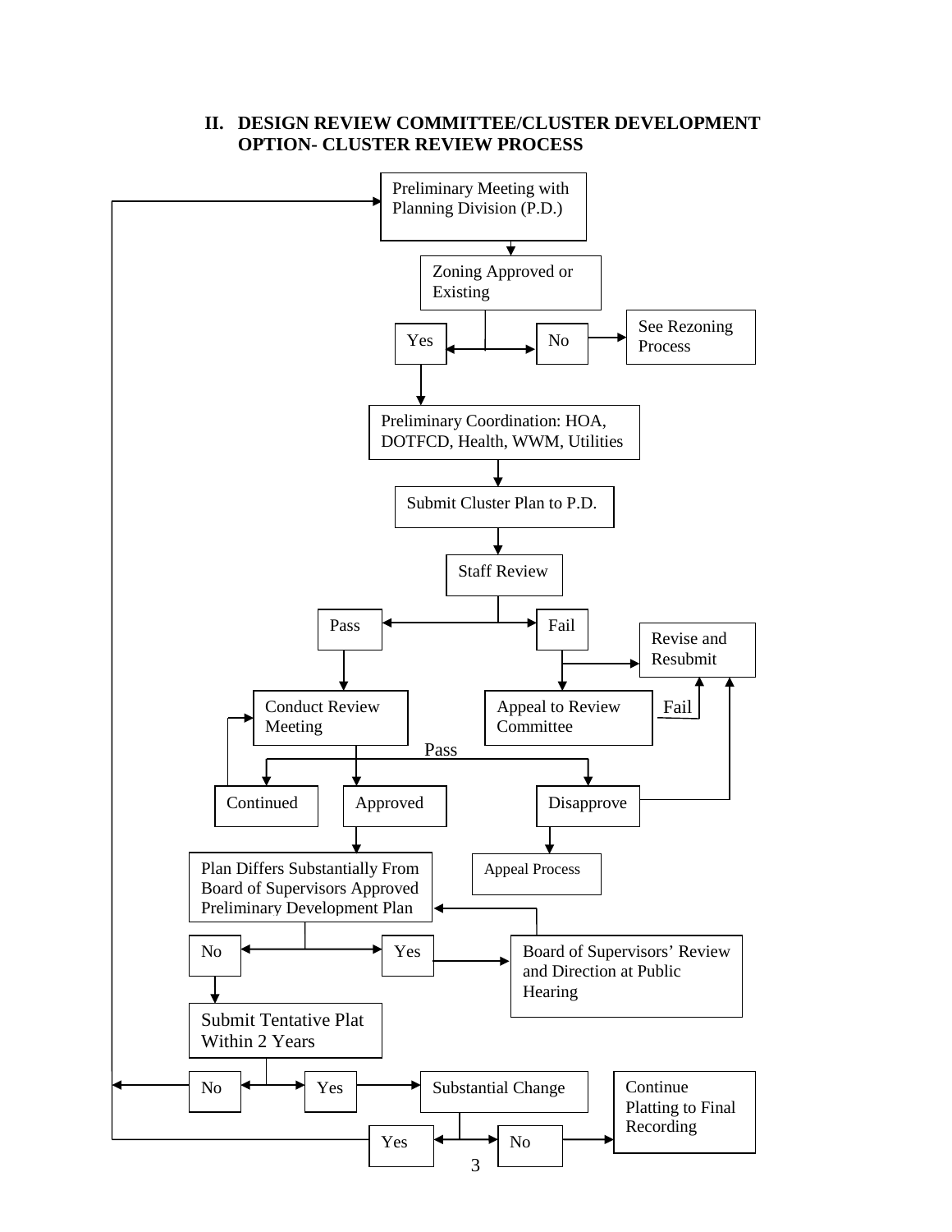## II. DESIGN REVIEW COMMITTEE/CLUSTER DEVELOPMENT OPTION- CLUSTER REVIEW PROCESS

Preliminary Meeting with Planning Division (P.D.)

Zoning Approved or Existing

Yes

No

See Rezoning Process

Preliminary Coordination: HOA, DOTFCD, Health, WWM, Utilities

Submit Cluster Plan to P.D.

Staff Review

Pass

Fail

Revise and Resubmit

Conduct Review Meeting

Appeal to Review Committee

Fail

Pass

Continued

Approved

Disapprove

Plan Differs Substantially From Board of Supervisors Approved Preliminary Development Plan

Appeal Process

No

Yes

Board of Supervisors' Review and Direction at Public Hearing

Submit Tentative Plat Within 2 Years

No

Yes

Substantial Change

Continue Platting to Final Recording

Yes

No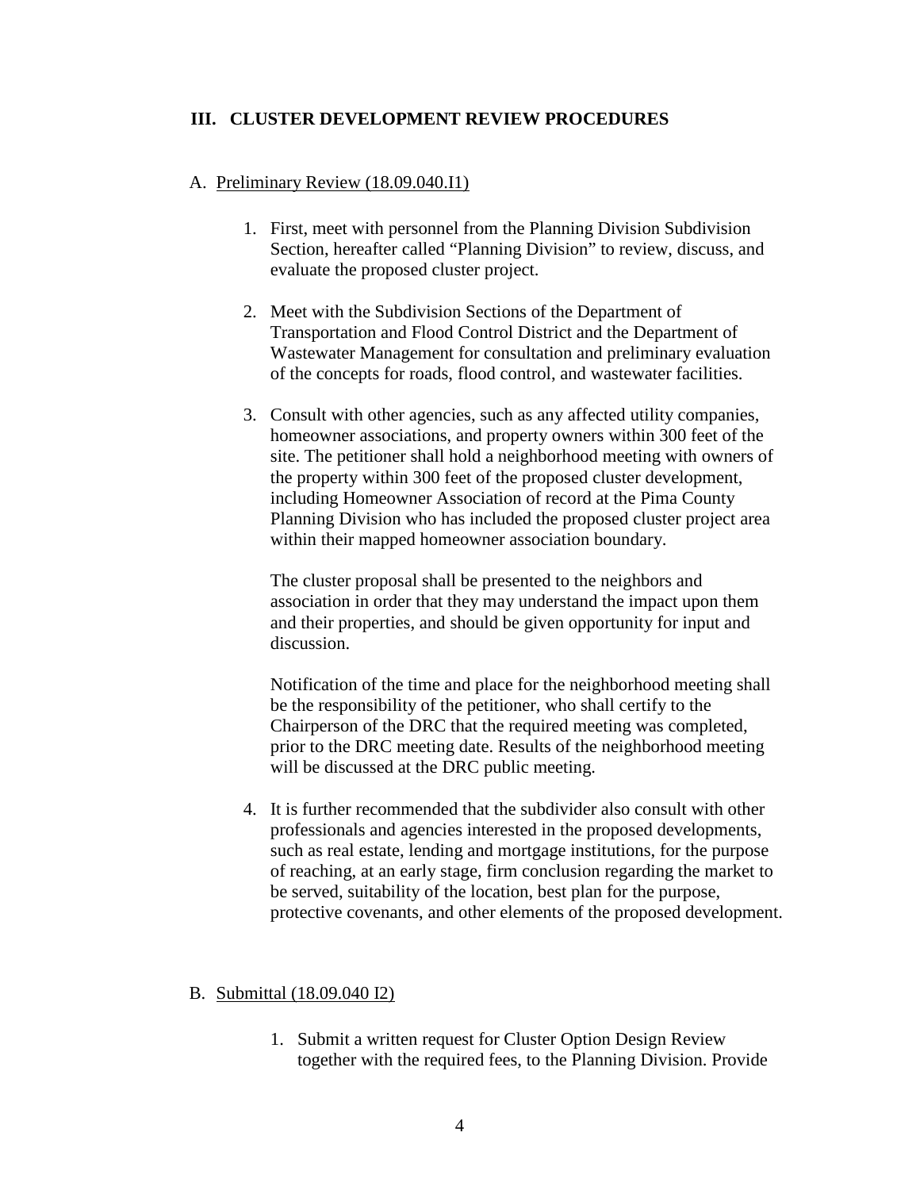## III. CLUSTER DEVELOPMENT REVIEW PROCEDURES

A. <u>Preliminary Review (18.09.040.I1)</u>

1. First, meet with personnel from the Planning Division Subdivision Section, hereafter called "Planning Division" to review, discuss, and evaluate the proposed cluster project.

2. Meet with the Subdivision Sections of the Department of Transportation and Flood Control District and the Department of Wastewater Management for consultation and preliminary evaluation of the concepts for roads, flood control, and wastewater facilities.

3. Consult with other agencies, such as any affected utility companies, homeowner associations, and property owners within 300 feet of the site. The petitioner shall hold a neighborhood meeting with owners of the property within 300 feet of the proposed cluster development, including Homeowner Association of record at the Pima County Planning Division who has included the proposed cluster project area within their mapped homeowner association boundary.

   The cluster proposal shall be presented to the neighbors and association in order that they may understand the impact upon them and their properties, and should be given opportunity for input and discussion.

   Notification of the time and place for the neighborhood meeting shall be the responsibility of the petitioner, who shall certify to the Chairperson of the DRC that the required meeting was completed, prior to the DRC meeting date. Results of the neighborhood meeting will be discussed at the DRC public meeting.

4. It is further recommended that the subdivider also consult with other professionals and agencies interested in the proposed developments, such as real estate, lending and mortgage institutions, for the purpose of reaching, at an early stage, firm conclusion regarding the market to be served, suitability of the location, best plan for the purpose, protective covenants, and other elements of the proposed development.

B. <u>Submittal (18.09.040 I2)</u>

1. Submit a written request for Cluster Option Design Review together with the required fees, to the Planning Division. Provide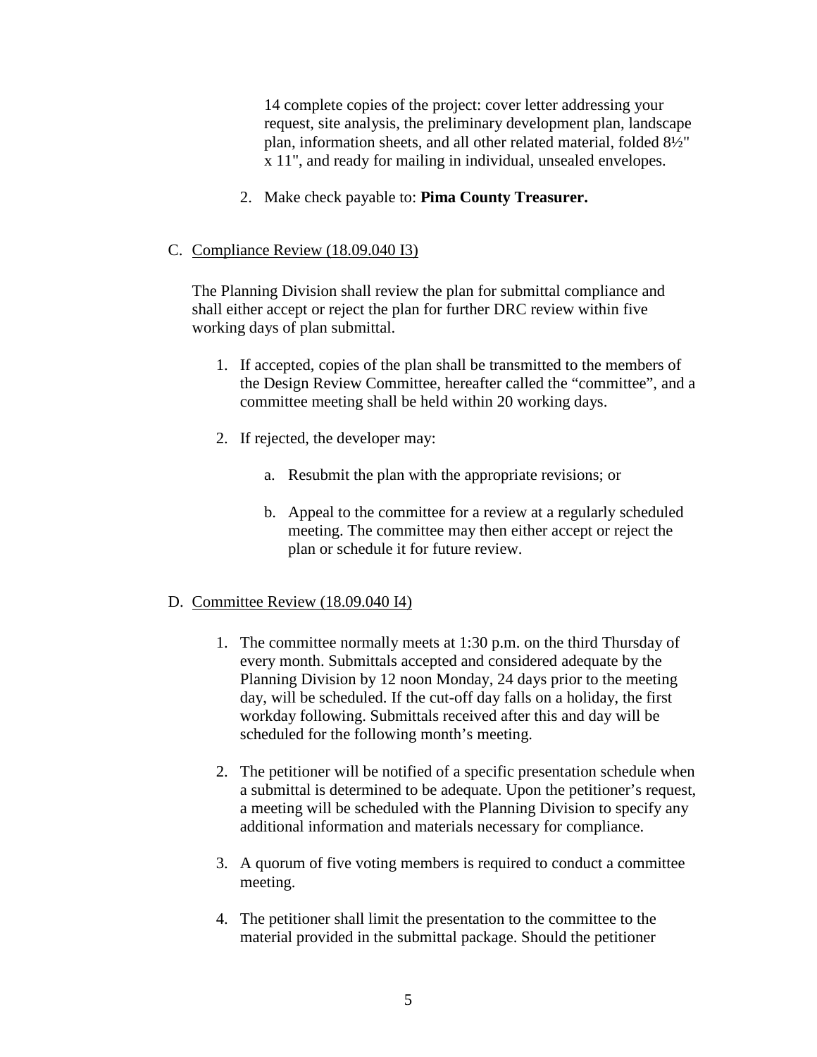14 complete copies of the project: cover letter addressing your request, site analysis, the preliminary development plan, landscape plan, information sheets, and all other related material, folded 8½" x 11", and ready for mailing in individual, unsealed envelopes.

2. Make check payable to: **Pima County Treasurer.**

C. Compliance Review (18.09.040 I3)

The Planning Division shall review the plan for submittal compliance and shall either accept or reject the plan for further DRC review within five working days of plan submittal.

1. If accepted, copies of the plan shall be transmitted to the members of the Design Review Committee, hereafter called the "committee", and a committee meeting shall be held within 20 working days.
2. If rejected, the developer may:
   a. Resubmit the plan with the appropriate revisions; or
   b. Appeal to the committee for a review at a regularly scheduled meeting. The committee may then either accept or reject the plan or schedule it for future review.

D. Committee Review (18.09.040 I4)

1. The committee normally meets at 1:30 p.m. on the third Thursday of every month. Submittals accepted and considered adequate by the Planning Division by 12 noon Monday, 24 days prior to the meeting day, will be scheduled. If the cut-off day falls on a holiday, the first workday following. Submittals received after this and day will be scheduled for the following month's meeting.
2. The petitioner will be notified of a specific presentation schedule when a submittal is determined to be adequate. Upon the petitioner's request, a meeting will be scheduled with the Planning Division to specify any additional information and materials necessary for compliance.
3. A quorum of five voting members is required to conduct a committee meeting.
4. The petitioner shall limit the presentation to the committee to the material provided in the submittal package. Should the petitioner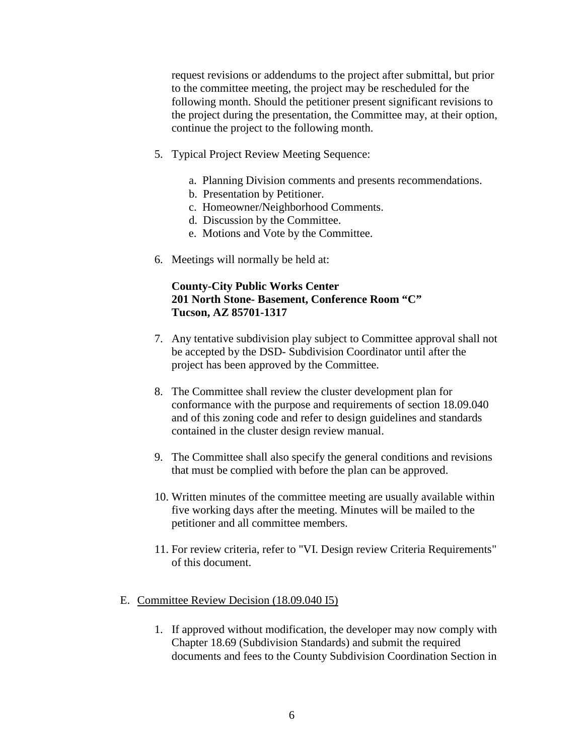request revisions or addendums to the project after submittal, but prior to the committee meeting, the project may be rescheduled for the following month. Should the petitioner present significant revisions to the project during the presentation, the Committee may, at their option, continue the project to the following month.

5. Typical Project Review Meeting Sequence:

   a. Planning Division comments and presents recommendations.
   b. Presentation by Petitioner.
   c. Homeowner/Neighborhood Comments.
   d. Discussion by the Committee.
   e. Motions and Vote by the Committee.

6. Meetings will normally be held at:

   **County-City Public Works Center**
   **201 North Stone- Basement, Conference Room "C"**
   **Tucson, AZ 85701-1317**

7. Any tentative subdivision play subject to Committee approval shall not be accepted by the DSD- Subdivision Coordinator until after the project has been approved by the Committee.

8. The Committee shall review the cluster development plan for conformance with the purpose and requirements of section 18.09.040 and of this zoning code and refer to design guidelines and standards contained in the cluster design review manual.

9. The Committee shall also specify the general conditions and revisions that must be complied with before the plan can be approved.

10. Written minutes of the committee meeting are usually available within five working days after the meeting. Minutes will be mailed to the petitioner and all committee members.

11. For review criteria, refer to "VI. Design review Criteria Requirements" of this document.

E. Committee Review Decision (18.09.040 I5)

   1. If approved without modification, the developer may now comply with Chapter 18.69 (Subdivision Standards) and submit the required documents and fees to the County Subdivision Coordination Section in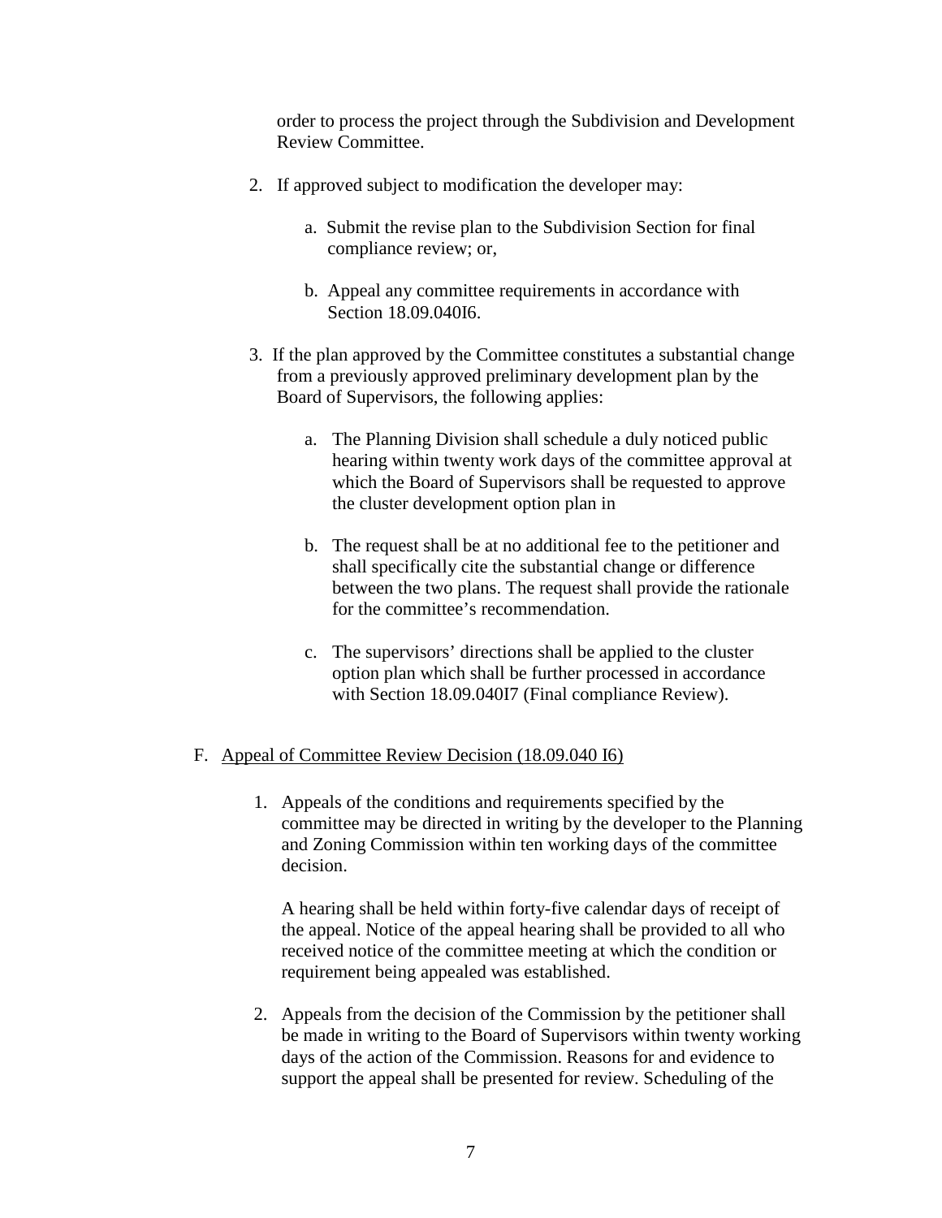order to process the project through the Subdivision and Development Review Committee.

2. If approved subject to modification the developer may:

    a. Submit the revise plan to the Subdivision Section for final compliance review; or,

    b. Appeal any committee requirements in accordance with Section 18.09.040I6.

3. If the plan approved by the Committee constitutes a substantial change from a previously approved preliminary development plan by the Board of Supervisors, the following applies:

    a. The Planning Division shall schedule a duly noticed public hearing within twenty work days of the committee approval at which the Board of Supervisors shall be requested to approve the cluster development option plan in

    b. The request shall be at no additional fee to the petitioner and shall specifically cite the substantial change or difference between the two plans. The request shall provide the rationale for the committee's recommendation.

    c. The supervisors' directions shall be applied to the cluster option plan which shall be further processed in accordance with Section 18.09.040I7 (Final compliance Review).

F. <u>Appeal of Committee Review Decision (18.09.040 I6)</u>

1. Appeals of the conditions and requirements specified by the committee may be directed in writing by the developer to the Planning and Zoning Commission within ten working days of the committee decision.

    A hearing shall be held within forty-five calendar days of receipt of the appeal. Notice of the appeal hearing shall be provided to all who received notice of the committee meeting at which the condition or requirement being appealed was established.

2. Appeals from the decision of the Commission by the petitioner shall be made in writing to the Board of Supervisors within twenty working days of the action of the Commission. Reasons for and evidence to support the appeal shall be presented for review. Scheduling of the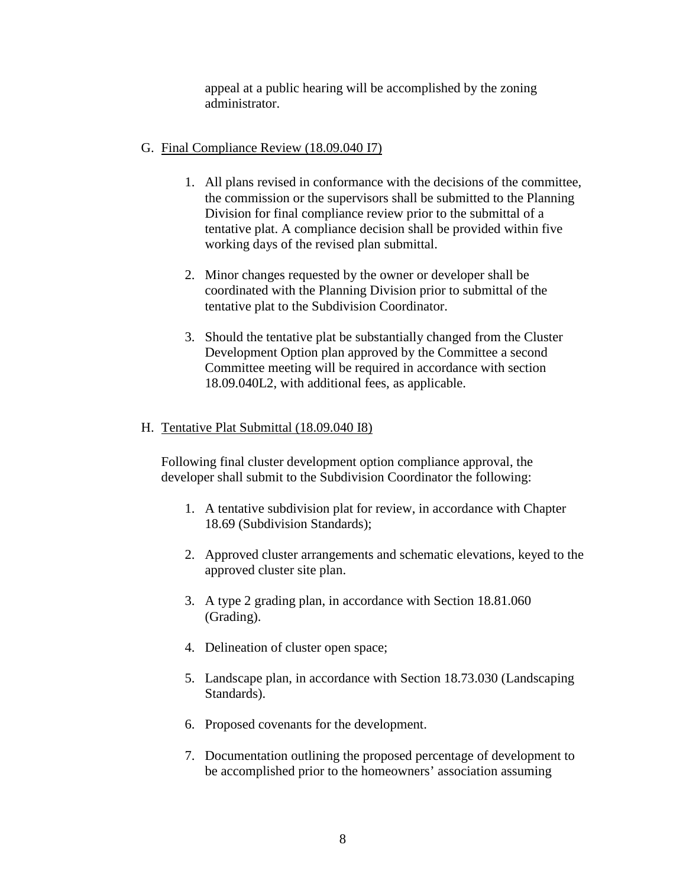appeal at a public hearing will be accomplished by the zoning administrator.

G. Final Compliance Review (18.09.040 I7)

1. All plans revised in conformance with the decisions of the committee, the commission or the supervisors shall be submitted to the Planning Division for final compliance review prior to the submittal of a tentative plat. A compliance decision shall be provided within five working days of the revised plan submittal.

2. Minor changes requested by the owner or developer shall be coordinated with the Planning Division prior to submittal of the tentative plat to the Subdivision Coordinator.

3. Should the tentative plat be substantially changed from the Cluster Development Option plan approved by the Committee a second Committee meeting will be required in accordance with section 18.09.040L2, with additional fees, as applicable.

H. Tentative Plat Submittal (18.09.040 I8)

Following final cluster development option compliance approval, the developer shall submit to the Subdivision Coordinator the following:

1. A tentative subdivision plat for review, in accordance with Chapter 18.69 (Subdivision Standards);

2. Approved cluster arrangements and schematic elevations, keyed to the approved cluster site plan.

3. A type 2 grading plan, in accordance with Section 18.81.060 (Grading).

4. Delineation of cluster open space;

5. Landscape plan, in accordance with Section 18.73.030 (Landscaping Standards).

6. Proposed covenants for the development.

7. Documentation outlining the proposed percentage of development to be accomplished prior to the homeowners' association assuming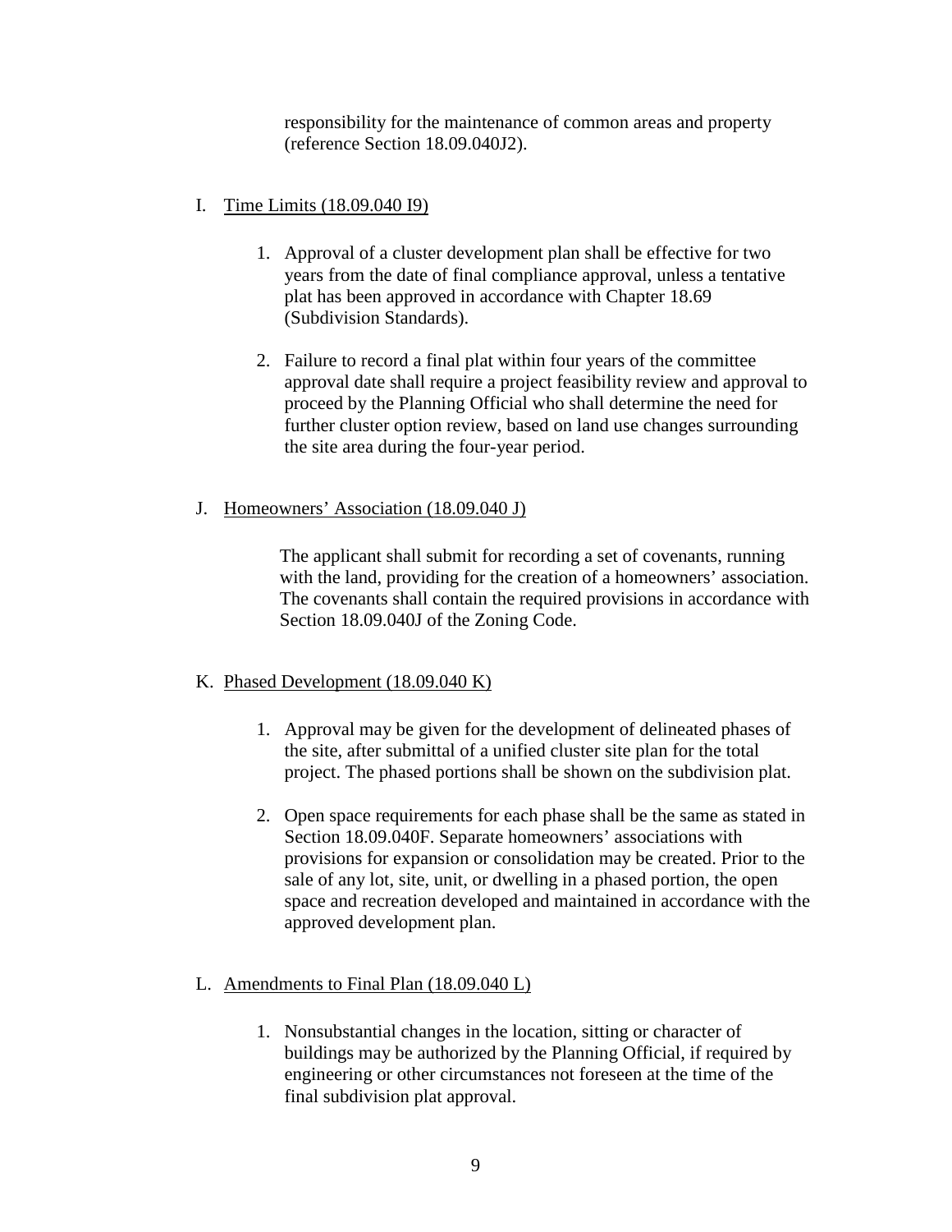responsibility for the maintenance of common areas and property (reference Section 18.09.040J2).

I. Time Limits (18.09.040 I9)

1. Approval of a cluster development plan shall be effective for two years from the date of final compliance approval, unless a tentative plat has been approved in accordance with Chapter 18.69 (Subdivision Standards).

2. Failure to record a final plat within four years of the committee approval date shall require a project feasibility review and approval to proceed by the Planning Official who shall determine the need for further cluster option review, based on land use changes surrounding the site area during the four-year period.

J. Homeowners' Association (18.09.040 J)

The applicant shall submit for recording a set of covenants, running with the land, providing for the creation of a homeowners' association. The covenants shall contain the required provisions in accordance with Section 18.09.040J of the Zoning Code.

K. Phased Development (18.09.040 K)

1. Approval may be given for the development of delineated phases of the site, after submittal of a unified cluster site plan for the total project. The phased portions shall be shown on the subdivision plat.

2. Open space requirements for each phase shall be the same as stated in Section 18.09.040F. Separate homeowners' associations with provisions for expansion or consolidation may be created. Prior to the sale of any lot, site, unit, or dwelling in a phased portion, the open space and recreation developed and maintained in accordance with the approved development plan.

L. Amendments to Final Plan (18.09.040 L)

1. Nonsubstantial changes in the location, sitting or character of buildings may be authorized by the Planning Official, if required by engineering or other circumstances not foreseen at the time of the final subdivision plat approval.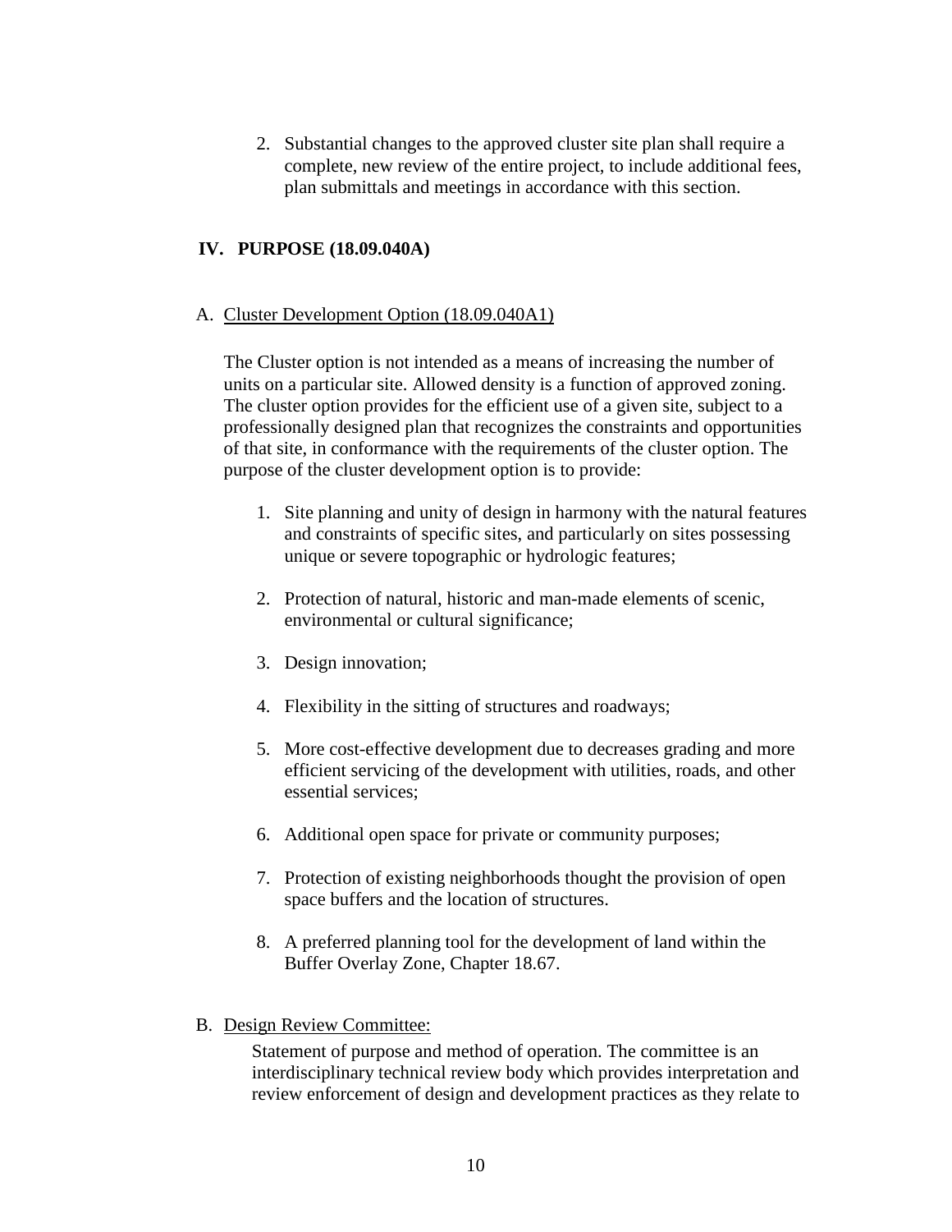2. Substantial changes to the approved cluster site plan shall require a complete, new review of the entire project, to include additional fees, plan submittals and meetings in accordance with this section.

## IV. PURPOSE (18.09.040A)

A. Cluster Development Option (18.09.040A1)

The Cluster option is not intended as a means of increasing the number of units on a particular site. Allowed density is a function of approved zoning. The cluster option provides for the efficient use of a given site, subject to a professionally designed plan that recognizes the constraints and opportunities of that site, in conformance with the requirements of the cluster option. The purpose of the cluster development option is to provide:

1. Site planning and unity of design in harmony with the natural features and constraints of specific sites, and particularly on sites possessing unique or severe topographic or hydrologic features;

2. Protection of natural, historic and man-made elements of scenic, environmental or cultural significance;

3. Design innovation;

4. Flexibility in the sitting of structures and roadways;

5. More cost-effective development due to decreases grading and more efficient servicing of the development with utilities, roads, and other essential services;

6. Additional open space for private or community purposes;

7. Protection of existing neighborhoods thought the provision of open space buffers and the location of structures.

8. A preferred planning tool for the development of land within the Buffer Overlay Zone, Chapter 18.67.

B. Design Review Committee:

Statement of purpose and method of operation. The committee is an interdisciplinary technical review body which provides interpretation and review enforcement of design and development practices as they relate to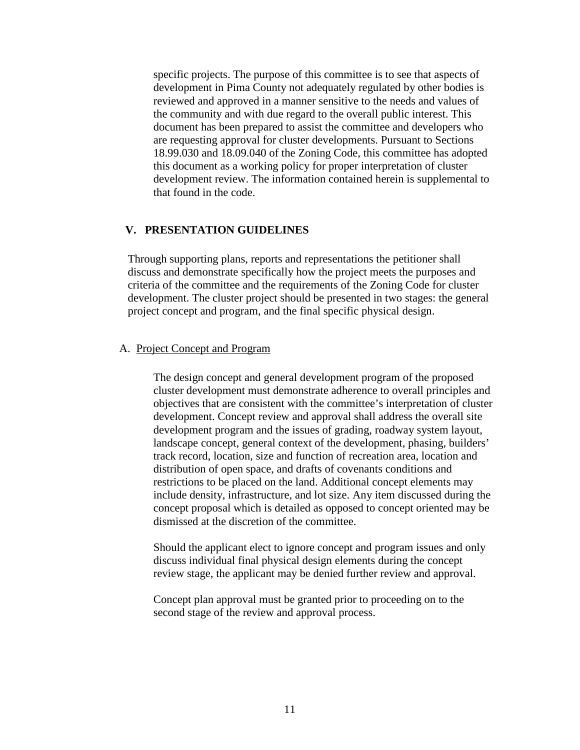specific projects. The purpose of this committee is to see that aspects of development in Pima County not adequately regulated by other bodies is reviewed and approved in a manner sensitive to the needs and values of the community and with due regard to the overall public interest. This document has been prepared to assist the committee and developers who are requesting approval for cluster developments. Pursuant to Sections 18.99.030 and 18.09.040 of the Zoning Code, this committee has adopted this document as a working policy for proper interpretation of cluster development review. The information contained herein is supplemental to that found in the code.

## V. PRESENTATION GUIDELINES

Through supporting plans, reports and representations the petitioner shall discuss and demonstrate specifically how the project meets the purposes and criteria of the committee and the requirements of the Zoning Code for cluster development. The cluster project should be presented in two stages: the general project concept and program, and the final specific physical design.

### A. Project Concept and Program

The design concept and general development program of the proposed cluster development must demonstrate adherence to overall principles and objectives that are consistent with the committee's interpretation of cluster development. Concept review and approval shall address the overall site development program and the issues of grading, roadway system layout, landscape concept, general context of the development, phasing, builders' track record, location, size and function of recreation area, location and distribution of open space, and drafts of covenants conditions and restrictions to be placed on the land. Additional concept elements may include density, infrastructure, and lot size. Any item discussed during the concept proposal which is detailed as opposed to concept oriented may be dismissed at the discretion of the committee.

Should the applicant elect to ignore concept and program issues and only discuss individual final physical design elements during the concept review stage, the applicant may be denied further review and approval.

Concept plan approval must be granted prior to proceeding on to the second stage of the review and approval process.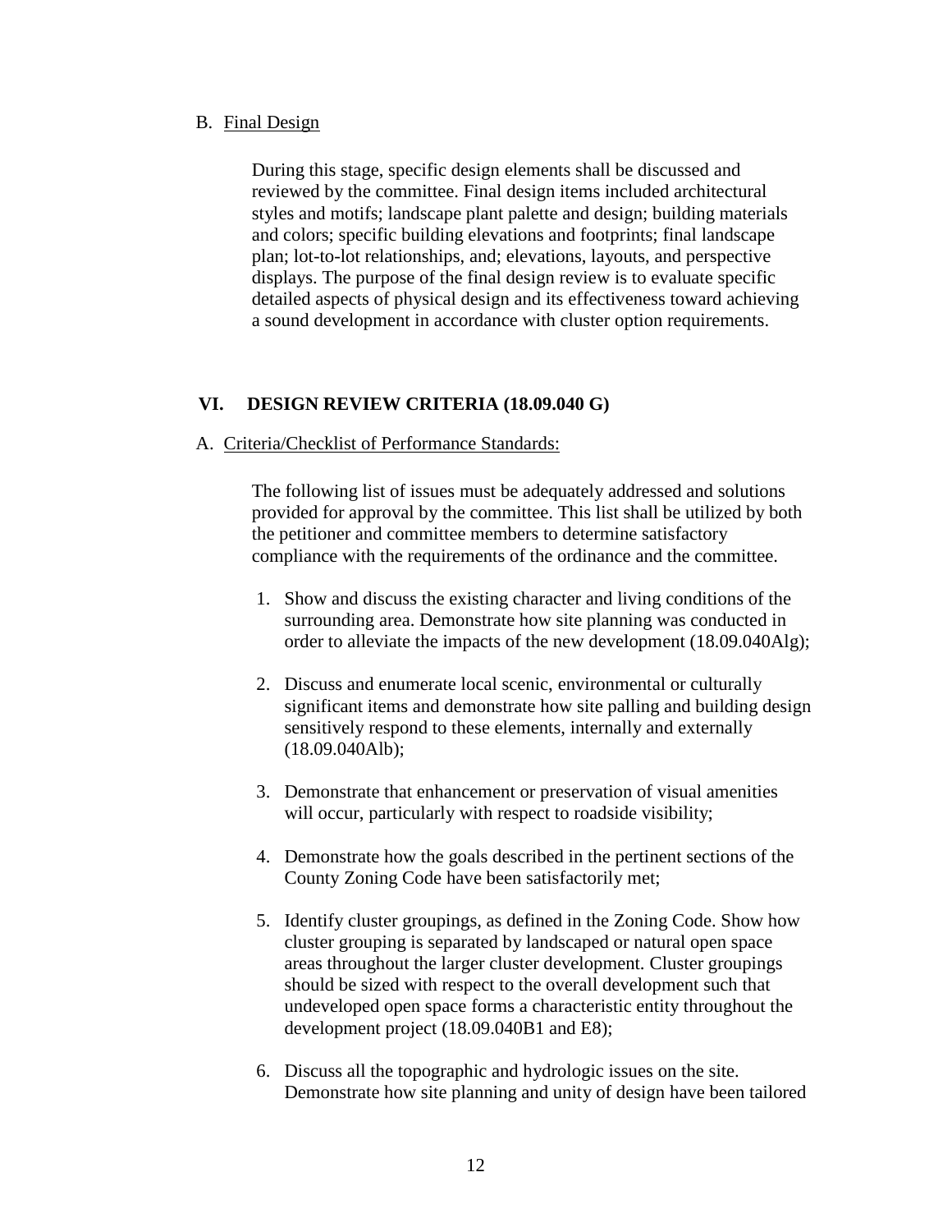B. Final Design

During this stage, specific design elements shall be discussed and reviewed by the committee. Final design items included architectural styles and motifs; landscape plant palette and design; building materials and colors; specific building elevations and footprints; final landscape plan; lot-to-lot relationships, and; elevations, layouts, and perspective displays. The purpose of the final design review is to evaluate specific detailed aspects of physical design and its effectiveness toward achieving a sound development in accordance with cluster option requirements.

## VI. DESIGN REVIEW CRITERIA (18.09.040 G)

A. Criteria/Checklist of Performance Standards:

The following list of issues must be adequately addressed and solutions provided for approval by the committee. This list shall be utilized by both the petitioner and committee members to determine satisfactory compliance with the requirements of the ordinance and the committee.

1. Show and discuss the existing character and living conditions of the surrounding area. Demonstrate how site planning was conducted in order to alleviate the impacts of the new development (18.09.040Alg);
2. Discuss and enumerate local scenic, environmental or culturally significant items and demonstrate how site palling and building design sensitively respond to these elements, internally and externally (18.09.040Alb);
3. Demonstrate that enhancement or preservation of visual amenities will occur, particularly with respect to roadside visibility;
4. Demonstrate how the goals described in the pertinent sections of the County Zoning Code have been satisfactorily met;
5. Identify cluster groupings, as defined in the Zoning Code. Show how cluster grouping is separated by landscaped or natural open space areas throughout the larger cluster development. Cluster groupings should be sized with respect to the overall development such that undeveloped open space forms a characteristic entity throughout the development project (18.09.040B1 and E8);
6. Discuss all the topographic and hydrologic issues on the site. Demonstrate how site planning and unity of design have been tailored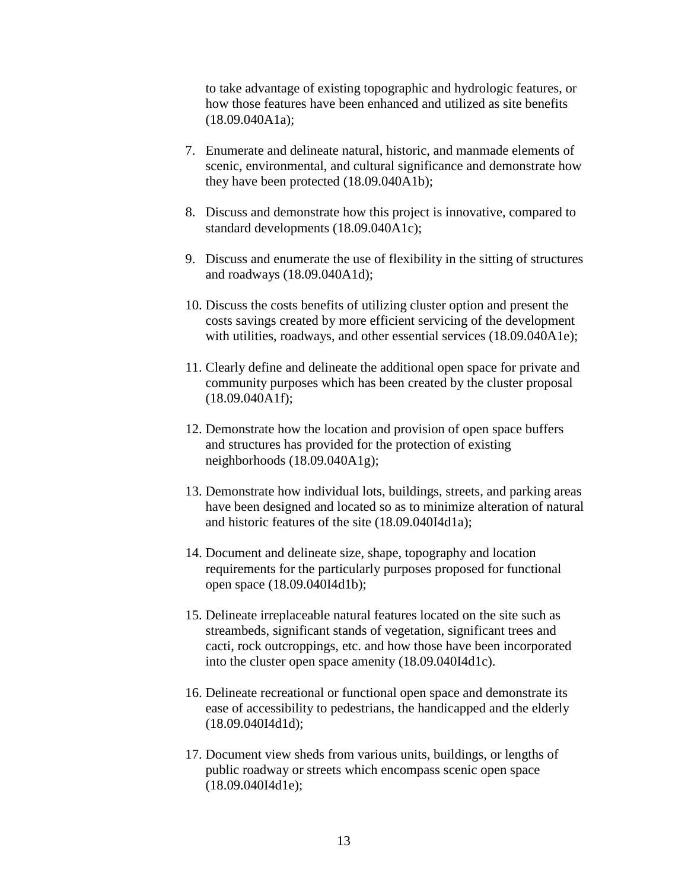to take advantage of existing topographic and hydrologic features, or how those features have been enhanced and utilized as site benefits (18.09.040A1a);

7. Enumerate and delineate natural, historic, and manmade elements of scenic, environmental, and cultural significance and demonstrate how they have been protected (18.09.040A1b);

8. Discuss and demonstrate how this project is innovative, compared to standard developments (18.09.040A1c);

9. Discuss and enumerate the use of flexibility in the sitting of structures and roadways (18.09.040A1d);

10. Discuss the costs benefits of utilizing cluster option and present the costs savings created by more efficient servicing of the development with utilities, roadways, and other essential services (18.09.040A1e);

11. Clearly define and delineate the additional open space for private and community purposes which has been created by the cluster proposal (18.09.040A1f);

12. Demonstrate how the location and provision of open space buffers and structures has provided for the protection of existing neighborhoods (18.09.040A1g);

13. Demonstrate how individual lots, buildings, streets, and parking areas have been designed and located so as to minimize alteration of natural and historic features of the site (18.09.040I4d1a);

14. Document and delineate size, shape, topography and location requirements for the particularly purposes proposed for functional open space (18.09.040I4d1b);

15. Delineate irreplaceable natural features located on the site such as streambeds, significant stands of vegetation, significant trees and cacti, rock outcroppings, etc. and how those have been incorporated into the cluster open space amenity (18.09.040I4d1c).

16. Delineate recreational or functional open space and demonstrate its ease of accessibility to pedestrians, the handicapped and the elderly (18.09.040I4d1d);

17. Document view sheds from various units, buildings, or lengths of public roadway or streets which encompass scenic open space (18.09.040I4d1e);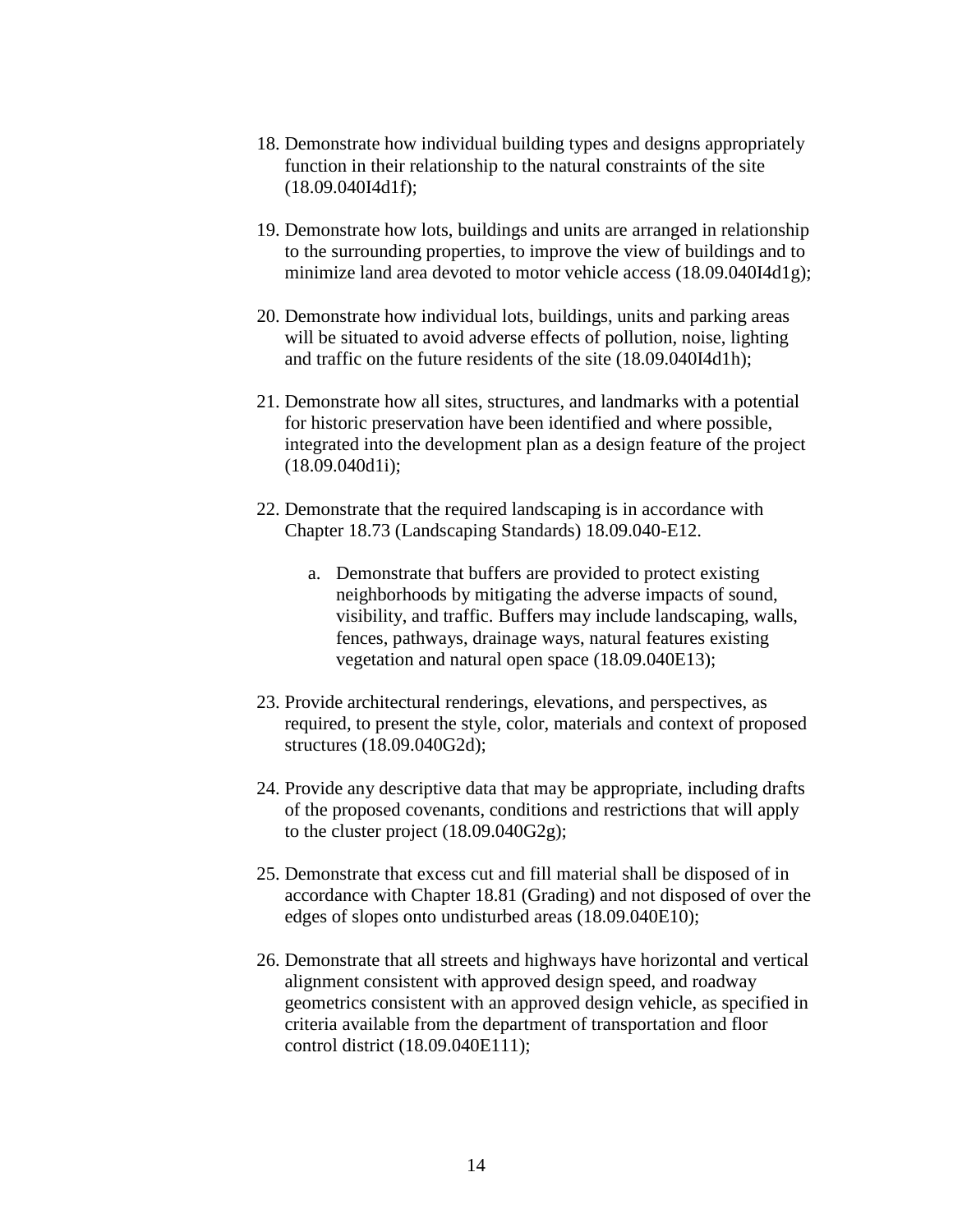18. Demonstrate how individual building types and designs appropriately function in their relationship to the natural constraints of the site (18.09.040I4d1f);

19. Demonstrate how lots, buildings and units are arranged in relationship to the surrounding properties, to improve the view of buildings and to minimize land area devoted to motor vehicle access (18.09.040I4d1g);

20. Demonstrate how individual lots, buildings, units and parking areas will be situated to avoid adverse effects of pollution, noise, lighting and traffic on the future residents of the site (18.09.040I4d1h);

21. Demonstrate how all sites, structures, and landmarks with a potential for historic preservation have been identified and where possible, integrated into the development plan as a design feature of the project (18.09.040d1i);

22. Demonstrate that the required landscaping is in accordance with Chapter 18.73 (Landscaping Standards) 18.09.040-E12.

    a. Demonstrate that buffers are provided to protect existing neighborhoods by mitigating the adverse impacts of sound, visibility, and traffic. Buffers may include landscaping, walls, fences, pathways, drainage ways, natural features existing vegetation and natural open space (18.09.040E13);

23. Provide architectural renderings, elevations, and perspectives, as required, to present the style, color, materials and context of proposed structures (18.09.040G2d);

24. Provide any descriptive data that may be appropriate, including drafts of the proposed covenants, conditions and restrictions that will apply to the cluster project (18.09.040G2g);

25. Demonstrate that excess cut and fill material shall be disposed of in accordance with Chapter 18.81 (Grading) and not disposed of over the edges of slopes onto undisturbed areas (18.09.040E10);

26. Demonstrate that all streets and highways have horizontal and vertical alignment consistent with approved design speed, and roadway geometrics consistent with an approved design vehicle, as specified in criteria available from the department of transportation and floor control district (18.09.040E111);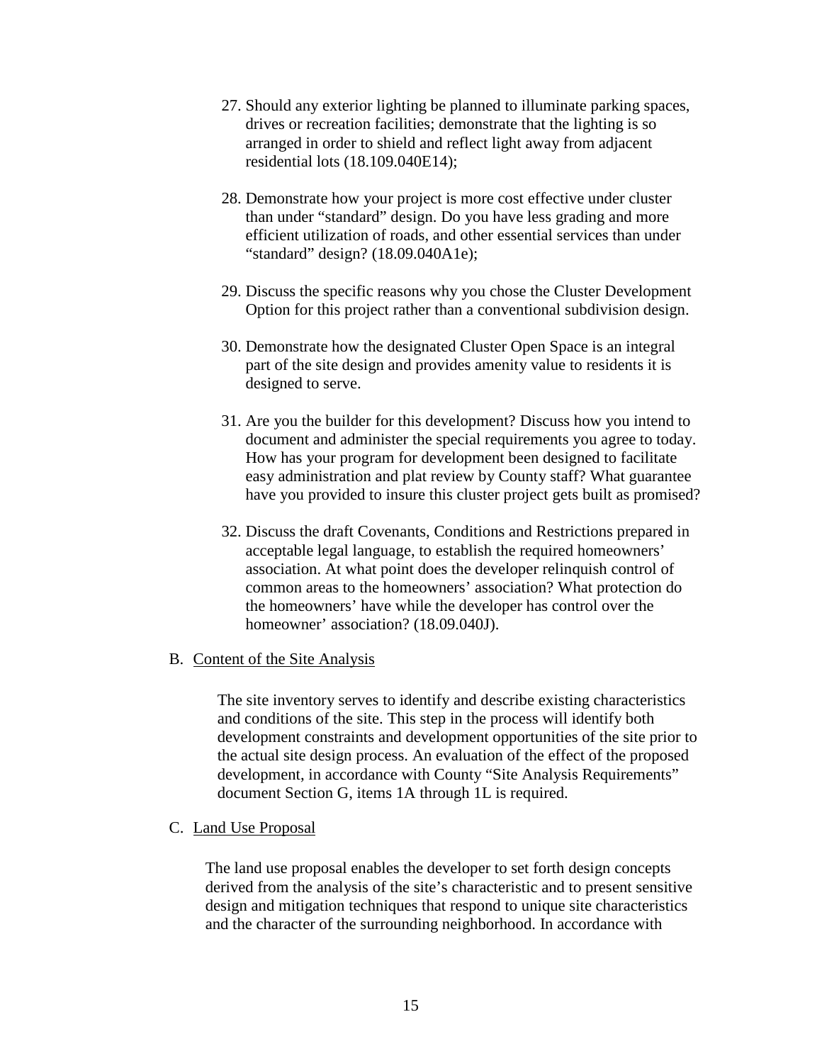27. Should any exterior lighting be planned to illuminate parking spaces, drives or recreation facilities; demonstrate that the lighting is so arranged in order to shield and reflect light away from adjacent residential lots (18.109.040E14);

28. Demonstrate how your project is more cost effective under cluster than under "standard" design. Do you have less grading and more efficient utilization of roads, and other essential services than under "standard" design? (18.09.040A1e);

29. Discuss the specific reasons why you chose the Cluster Development Option for this project rather than a conventional subdivision design.

30. Demonstrate how the designated Cluster Open Space is an integral part of the site design and provides amenity value to residents it is designed to serve.

31. Are you the builder for this development? Discuss how you intend to document and administer the special requirements you agree to today. How has your program for development been designed to facilitate easy administration and plat review by County staff? What guarantee have you provided to insure this cluster project gets built as promised?

32. Discuss the draft Covenants, Conditions and Restrictions prepared in acceptable legal language, to establish the required homeowners' association. At what point does the developer relinquish control of common areas to the homeowners' association? What protection do the homeowners' have while the developer has control over the homeowner' association? (18.09.040J).

B. Content of the Site Analysis

The site inventory serves to identify and describe existing characteristics and conditions of the site. This step in the process will identify both development constraints and development opportunities of the site prior to the actual site design process. An evaluation of the effect of the proposed development, in accordance with County "Site Analysis Requirements" document Section G, items 1A through 1L is required.

C. Land Use Proposal

The land use proposal enables the developer to set forth design concepts derived from the analysis of the site's characteristic and to present sensitive design and mitigation techniques that respond to unique site characteristics and the character of the surrounding neighborhood. In accordance with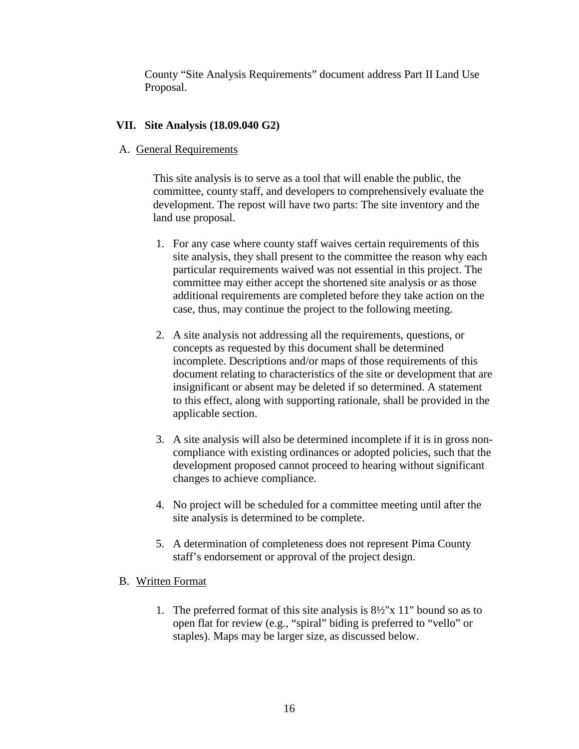County "Site Analysis Requirements" document address Part II Land Use Proposal.

## VII. Site Analysis (18.09.040 G2)

A. General Requirements

This site analysis is to serve as a tool that will enable the public, the committee, county staff, and developers to comprehensively evaluate the development. The repost will have two parts: The site inventory and the land use proposal.

1. For any case where county staff waives certain requirements of this site analysis, they shall present to the committee the reason why each particular requirements waived was not essential in this project. The committee may either accept the shortened site analysis or as those additional requirements are completed before they take action on the case, thus, may continue the project to the following meeting.

2. A site analysis not addressing all the requirements, questions, or concepts as requested by this document shall be determined incomplete. Descriptions and/or maps of those requirements of this document relating to characteristics of the site or development that are insignificant or absent may be deleted if so determined. A statement to this effect, along with supporting rationale, shall be provided in the applicable section.

3. A site analysis will also be determined incomplete if it is in gross non-compliance with existing ordinances or adopted policies, such that the development proposed cannot proceed to hearing without significant changes to achieve compliance.

4. No project will be scheduled for a committee meeting until after the site analysis is determined to be complete.

5. A determination of completeness does not represent Pima County staff's endorsement or approval of the project design.

B. Written Format

1. The preferred format of this site analysis is 8½"x 11" bound so as to open flat for review (e.g., "spiral" biding is preferred to "vello" or staples). Maps may be larger size, as discussed below.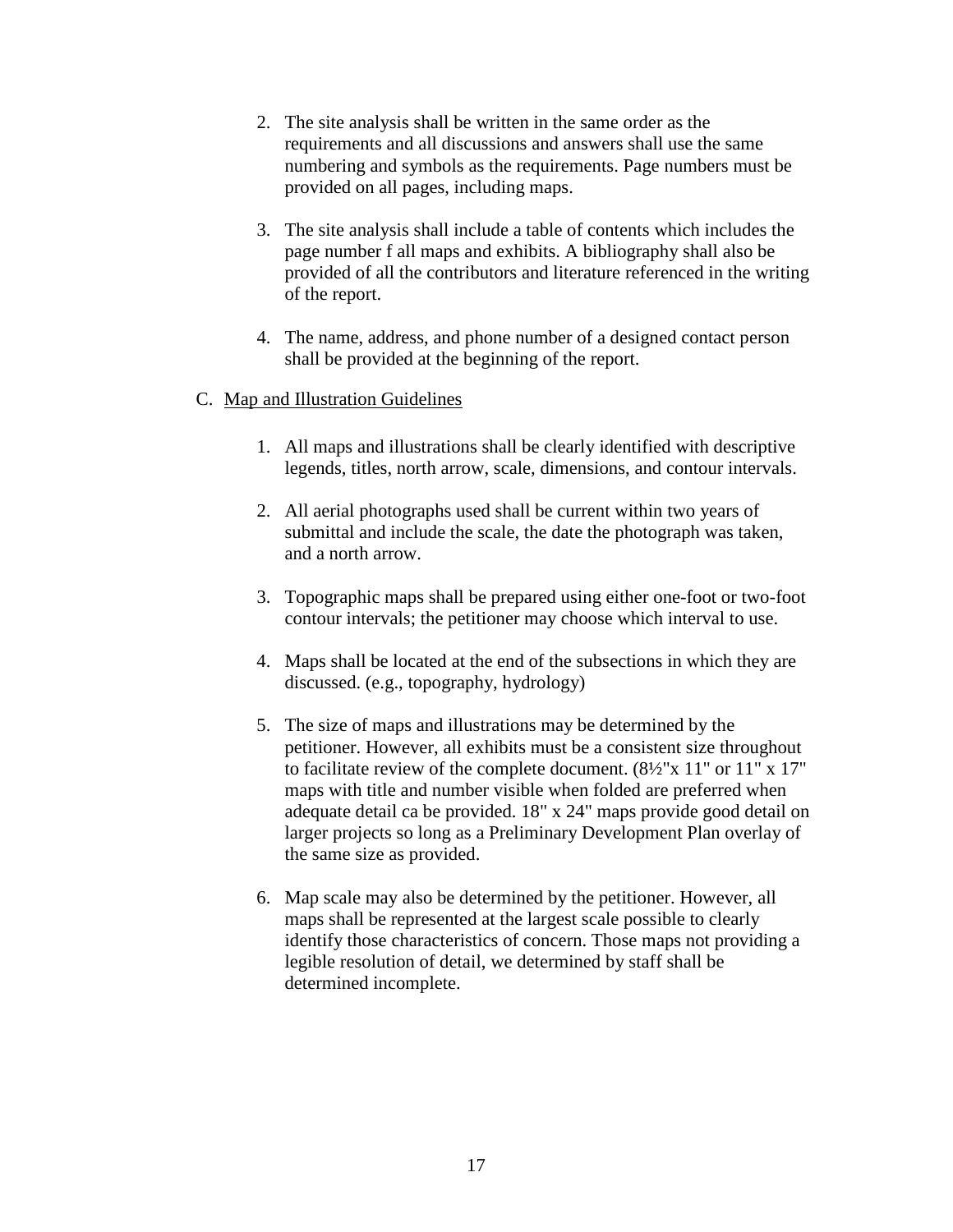2. The site analysis shall be written in the same order as the requirements and all discussions and answers shall use the same numbering and symbols as the requirements. Page numbers must be provided on all pages, including maps.

3. The site analysis shall include a table of contents which includes the page number f all maps and exhibits. A bibliography shall also be provided of all the contributors and literature referenced in the writing of the report.

4. The name, address, and phone number of a designed contact person shall be provided at the beginning of the report.

C. <u>Map and Illustration Guidelines</u>

1. All maps and illustrations shall be clearly identified with descriptive legends, titles, north arrow, scale, dimensions, and contour intervals.

2. All aerial photographs used shall be current within two years of submittal and include the scale, the date the photograph was taken, and a north arrow.

3. Topographic maps shall be prepared using either one-foot or two-foot contour intervals; the petitioner may choose which interval to use.

4. Maps shall be located at the end of the subsections in which they are discussed. (e.g., topography, hydrology)

5. The size of maps and illustrations may be determined by the petitioner. However, all exhibits must be a consistent size throughout to facilitate review of the complete document. (8½"x 11" or 11" x 17" maps with title and number visible when folded are preferred when adequate detail ca be provided. 18" x 24" maps provide good detail on larger projects so long as a Preliminary Development Plan overlay of the same size as provided.

6. Map scale may also be determined by the petitioner. However, all maps shall be represented at the largest scale possible to clearly identify those characteristics of concern. Those maps not providing a legible resolution of detail, we determined by staff shall be determined incomplete.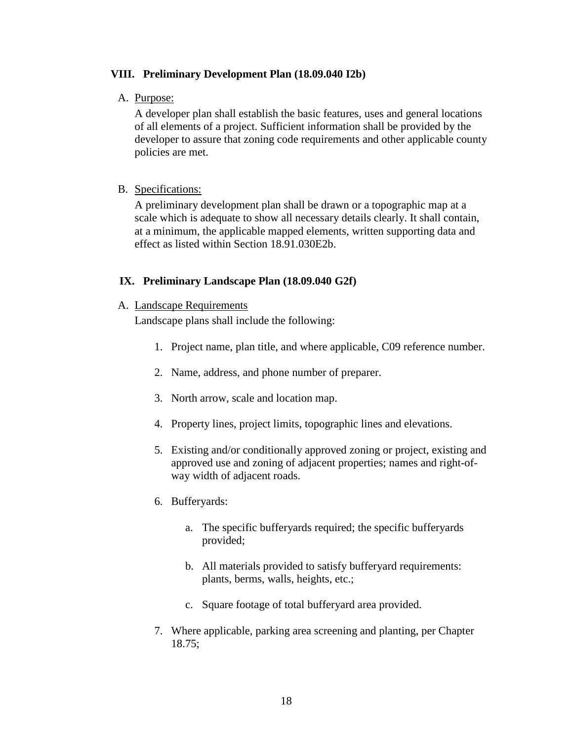## VIII. Preliminary Development Plan (18.09.040 I2b)

A. Purpose:

A developer plan shall establish the basic features, uses and general locations of all elements of a project. Sufficient information shall be provided by the developer to assure that zoning code requirements and other applicable county policies are met.

B. Specifications:

A preliminary development plan shall be drawn or a topographic map at a scale which is adequate to show all necessary details clearly. It shall contain, at a minimum, the applicable mapped elements, written supporting data and effect as listed within Section 18.91.030E2b.

## IX. Preliminary Landscape Plan (18.09.040 G2f)

A. Landscape Requirements

Landscape plans shall include the following:

1. Project name, plan title, and where applicable, C09 reference number.

2. Name, address, and phone number of preparer.

3. North arrow, scale and location map.

4. Property lines, project limits, topographic lines and elevations.

5. Existing and/or conditionally approved zoning or project, existing and approved use and zoning of adjacent properties; names and right-of-way width of adjacent roads.

6. Bufferyards:

   a. The specific bufferyards required; the specific bufferyards provided;

   b. All materials provided to satisfy bufferyard requirements: plants, berms, walls, heights, etc.;

   c. Square footage of total bufferyard area provided.

7. Where applicable, parking area screening and planting, per Chapter 18.75;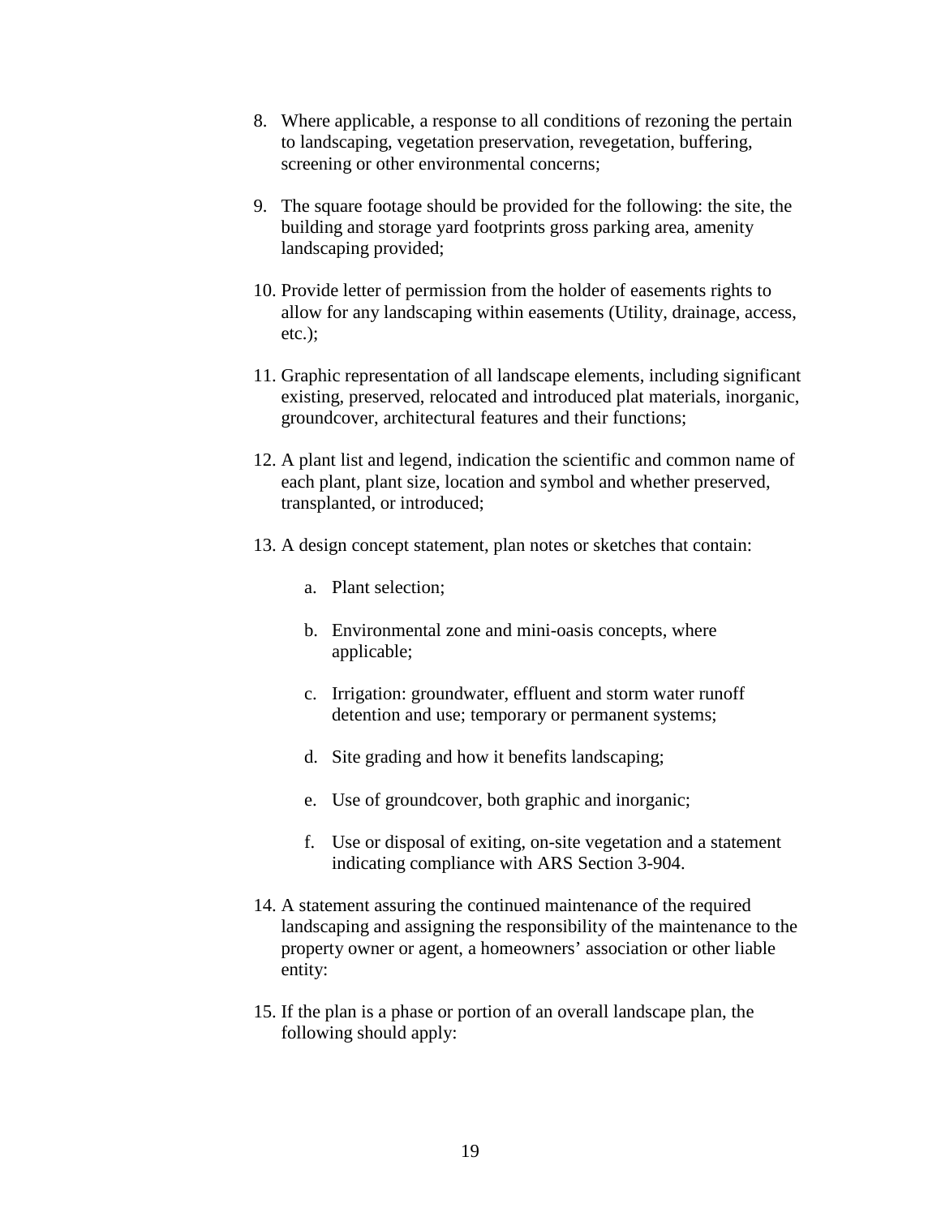8. Where applicable, a response to all conditions of rezoning the pertain to landscaping, vegetation preservation, revegetation, buffering, screening or other environmental concerns;

9. The square footage should be provided for the following: the site, the building and storage yard footprints gross parking area, amenity landscaping provided;

10. Provide letter of permission from the holder of easements rights to allow for any landscaping within easements (Utility, drainage, access, etc.);

11. Graphic representation of all landscape elements, including significant existing, preserved, relocated and introduced plat materials, inorganic, groundcover, architectural features and their functions;

12. A plant list and legend, indication the scientific and common name of each plant, plant size, location and symbol and whether preserved, transplanted, or introduced;

13. A design concept statement, plan notes or sketches that contain:

    a. Plant selection;

    b. Environmental zone and mini-oasis concepts, where applicable;

    c. Irrigation: groundwater, effluent and storm water runoff detention and use; temporary or permanent systems;

    d. Site grading and how it benefits landscaping;

    e. Use of groundcover, both graphic and inorganic;

    f. Use or disposal of exiting, on-site vegetation and a statement indicating compliance with ARS Section 3-904.

14. A statement assuring the continued maintenance of the required landscaping and assigning the responsibility of the maintenance to the property owner or agent, a homeowners' association or other liable entity:

15. If the plan is a phase or portion of an overall landscape plan, the following should apply: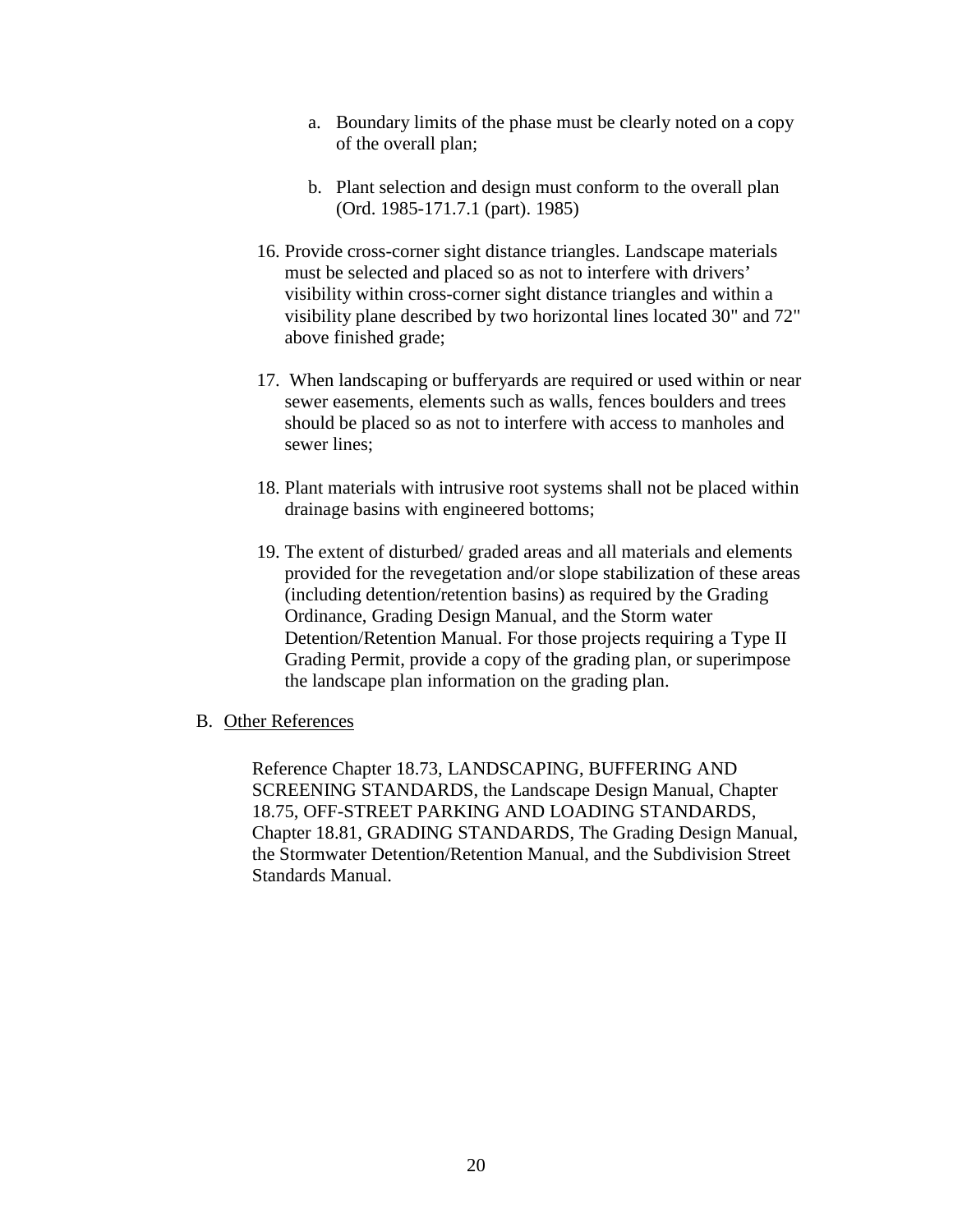a. Boundary limits of the phase must be clearly noted on a copy of the overall plan;

   b. Plant selection and design must conform to the overall plan (Ord. 1985-171.7.1 (part). 1985)

16. Provide cross-corner sight distance triangles. Landscape materials must be selected and placed so as not to interfere with drivers' visibility within cross-corner sight distance triangles and within a visibility plane described by two horizontal lines located 30" and 72" above finished grade;

17. When landscaping or bufferyards are required or used within or near sewer easements, elements such as walls, fences boulders and trees should be placed so as not to interfere with access to manholes and sewer lines;

18. Plant materials with intrusive root systems shall not be placed within drainage basins with engineered bottoms;

19. The extent of disturbed/ graded areas and all materials and elements provided for the revegetation and/or slope stabilization of these areas (including detention/retention basins) as required by the Grading Ordinance, Grading Design Manual, and the Storm water Detention/Retention Manual. For those projects requiring a Type II Grading Permit, provide a copy of the grading plan, or superimpose the landscape plan information on the grading plan.

B. Other References

Reference Chapter 18.73, LANDSCAPING, BUFFERING AND SCREENING STANDARDS, the Landscape Design Manual, Chapter 18.75, OFF-STREET PARKING AND LOADING STANDARDS, Chapter 18.81, GRADING STANDARDS, The Grading Design Manual, the Stormwater Detention/Retention Manual, and the Subdivision Street Standards Manual.